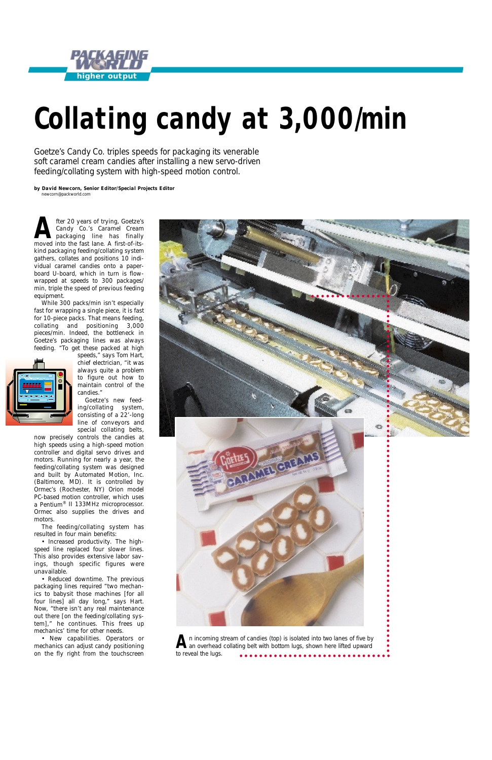# Collating candy at 3,000/min

Goetze's Candy Co. triples speeds for packaging its venerable soft caramel cream candies after installing a new servo-driven feeding/collating system with high-speed motion control.

**by David Newcorn, Senior Editor/Special Projects Editor**
newcorn@packworld.com

After 20 years of trying, Goetze's Candy Co.'s Caramel Cream packaging line has finally moved into the fast lane. A first-of-its-kind packaging feeding/collating system gathers, collates and positions 10 individual caramel candies onto a paperboard U-board, which in turn is flow-wrapped at speeds to 300 packages/min, triple the speed of previous feeding equipment.

While 300 packs/min isn't especially fast for wrapping a single piece, it is fast for 10-piece packs. That means feeding, collating and positioning 3,000 pieces/min. Indeed, the bottleneck in Goetze's packaging lines was always feeding. "To get these packed at high speeds," says Tom Hart, chief electrician, "it was always quite a problem to figure out how to maintain control of the candies."

Goetze's new feeding/collating system, consisting of a 22'-long line of conveyors and special collating belts, now precisely controls the candies at high speeds using a high-speed motion controller and digital servo drives and motors. Running for nearly a year, the feeding/collating system was designed and built by Automated Motion, Inc. (Baltimore, MD). It is controlled by Ormec's (Rochester, NY) Orion model PC-based motion controller, which uses a Pentium® II 133MHz microprocessor. Ormec also supplies the drives and motors.

The feeding/collating system has resulted in four main benefits:

• Increased productivity. The high-speed line replaced four slower lines. This also provides extensive labor savings, though specific figures were unavailable.

• Reduced downtime. The previous packaging lines required "two mechanics to babysit those machines [for all four lines] all day long," says Hart. Now, "there isn't any real maintenance out there [on the feeding/collating system]," he continues. This frees up mechanics' time for other needs.

• New capabilities. Operators or mechanics can adjust candy positioning on the fly right from the touchscreen

An incoming stream of candies (top) is isolated into two lanes of five by an overhead collating belt with bottom lugs, shown here lifted upward to reveal the lugs.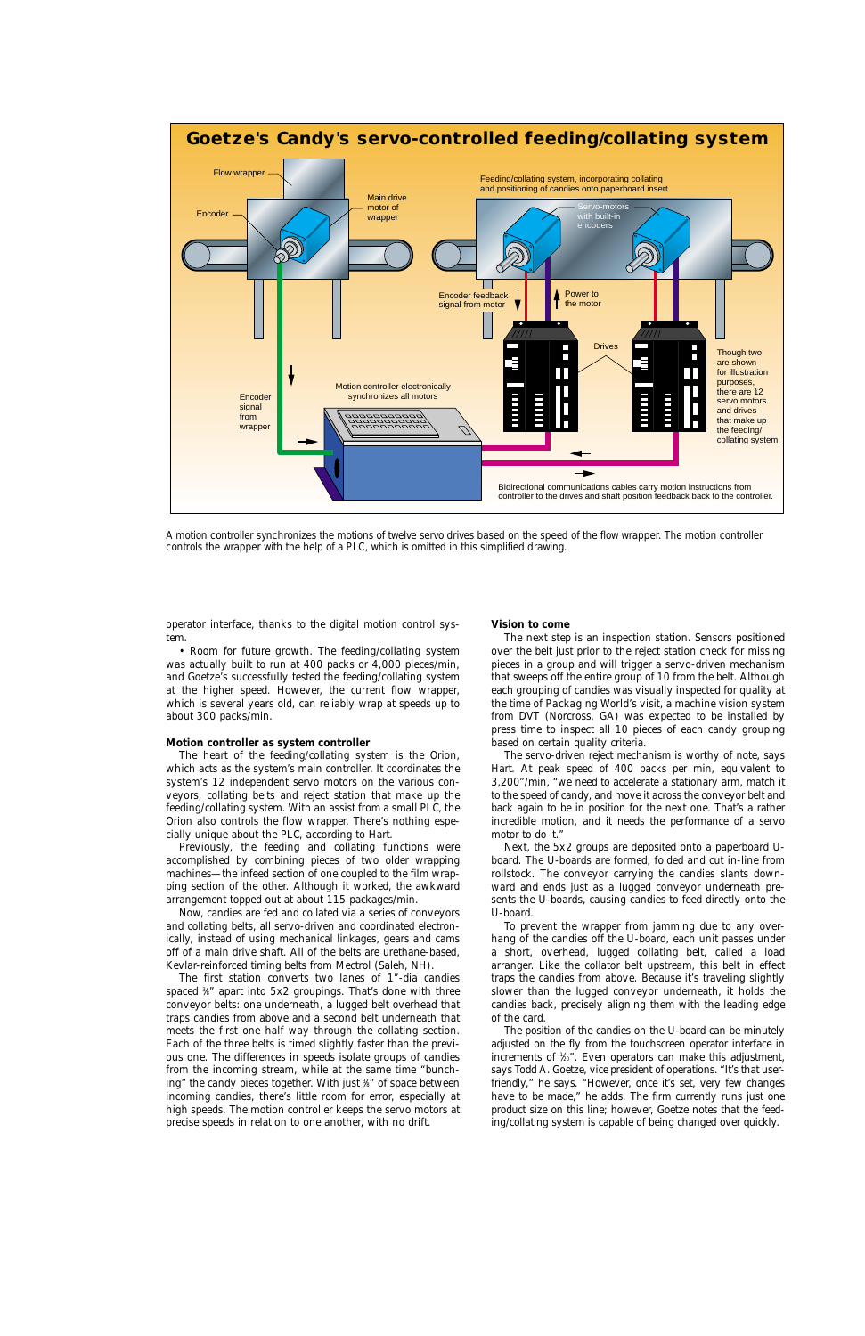## Goetze's Candy's servo-controlled feeding/collating system

Flow wrapper

Encoder

Main drive motor of wrapper

Feeding/collating system, incorporating collating and positioning of candies onto paperboard insert

Servo-motors with built-in encoders

Encoder feedback signal from motor

Power to the motor

Drives

Though two are shown for illustration purposes, there are 12 servo motors and drives that make up the feeding/collating system.

Encoder signal from wrapper

Motion controller electronically synchronizes all motors

Bidirectional communications cables carry motion instructions from controller to the drives and shaft position feedback back to the controller.

A motion controller synchronizes the motions of twelve servo drives based on the speed of the flow wrapper. The motion controller controls the wrapper with the help of a PLC, which is omitted in this simplified drawing.

operator interface, thanks to the digital motion control system.

• Room for future growth. The feeding/collating system was actually built to run at 400 packs or 4,000 pieces/min, and Goetze's successfully tested the feeding/collating system at the higher speed. However, the current flow wrapper, which is several years old, can reliably wrap at speeds up to about 300 packs/min.

### Motion controller as system controller

The heart of the feeding/collating system is the Orion, which acts as the system's main controller. It coordinates the system's 12 independent servo motors on the various conveyors, collating belts and reject station that make up the feeding/collating system. With an assist from a small PLC, the Orion also controls the flow wrapper. There's nothing especially unique about the PLC, according to Hart.

Previously, the feeding and collating functions were accomplished by combining pieces of two older wrapping machines—the infeed section of one coupled to the film wrapping section of the other. Although it worked, the awkward arrangement topped out at about 115 packages/min.

Now, candies are fed and collated via a series of conveyors and collating belts, all servo-driven and coordinated electronically, instead of using mechanical linkages, gears and cams off of a main drive shaft. All of the belts are urethane-based, Kevlar-reinforced timing belts from Mectrol (Saleh, NH).

The first station converts two lanes of 1"-dia candies spaced ⅜" apart into 5x2 groupings. That's done with three conveyor belts: one underneath, a lugged belt overhead that traps candies from above and a second belt underneath that meets the first one half way through the collating section. Each of the three belts is timed slightly faster than the previous one. The differences in speeds isolate groups of candies from the incoming stream, while at the same time "bunching" the candy pieces together. With just ⅜" of space between incoming candies, there's little room for error, especially at high speeds. The motion controller keeps the servo motors at precise speeds in relation to one another, with no drift.

### Vision to come

The next step is an inspection station. Sensors positioned over the belt just prior to the reject station check for missing pieces in a group and will trigger a servo-driven mechanism that sweeps off the entire group of 10 from the belt. Although each grouping of candies was visually inspected for quality at the time of Packaging World's visit, a machine vision system from DVT (Norcross, GA) was expected to be installed by press time to inspect all 10 pieces of each candy grouping based on certain quality criteria.

The servo-driven reject mechanism is worthy of note, says Hart. At peak speed of 400 packs per min, equivalent to 3,200"/min, "we need to accelerate a stationary arm, match it to the speed of candy, and move it across the conveyor belt and back again to be in position for the next one. That's a rather incredible motion, and it needs the performance of a servo motor to do it."

Next, the 5x2 groups are deposited onto a paperboard U-board. The U-boards are formed, folded and cut in-line from rollstock. The conveyor carrying the candies slants downward and ends just as a lugged conveyor underneath presents the U-boards, causing candies to feed directly onto the U-board.

To prevent the wrapper from jamming due to any overhang of the candies off the U-board, each unit passes under a short, overhead, lugged collating belt, called a load arranger. Like the collator belt upstream, this belt in effect traps the candies from above. Because it's traveling slightly slower than the lugged conveyor underneath, it holds the candies back, precisely aligning them with the leading edge of the card.

The position of the candies on the U-board can be minutely adjusted on the fly from the touchscreen operator interface in increments of ⅒". Even operators can make this adjustment, says Todd A. Goetze, vice president of operations. "It's that user-friendly," he says. "However, once it's set, very few changes have to be made," he adds. The firm currently runs just one product size on this line; however, Goetze notes that the feeding/collating system is capable of being changed over quickly.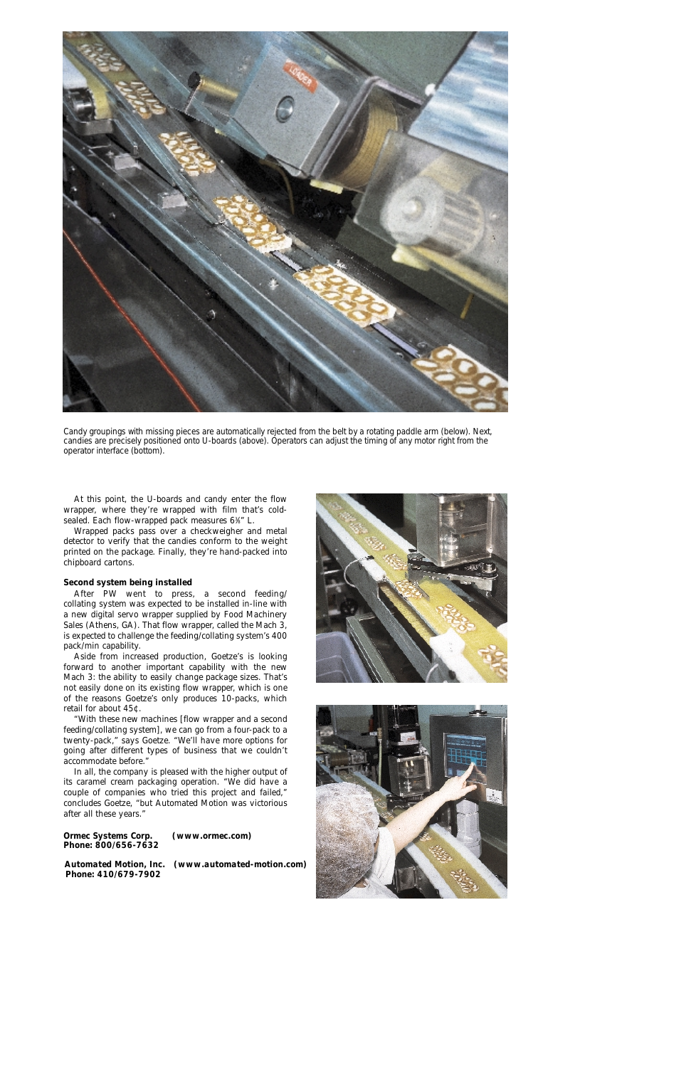Candy groupings with missing pieces are automatically rejected from the belt by a rotating paddle arm (below). Next, candies are precisely positioned onto U-boards (above). Operators can adjust the timing of any motor right from the operator interface (bottom).

At this point, the U-boards and candy enter the flow wrapper, where they're wrapped with film that's cold-sealed. Each flow-wrapped pack measures 6⅜" L.

Wrapped packs pass over a checkweigher and metal detector to verify that the candies conform to the weight printed on the package. Finally, they're hand-packed into chipboard cartons.

**Second system being installed**

After PW went to press, a second feeding/collating system was expected to be installed in-line with a new digital servo wrapper supplied by Food Machinery Sales (Athens, GA). That flow wrapper, called the Mach 3, is expected to challenge the feeding/collating system's 400 pack/min capability.

Aside from increased production, Goetze's is looking forward to another important capability with the new Mach 3: the ability to easily change package sizes. That's not easily done on its existing flow wrapper, which is one of the reasons Goetze's only produces 10-packs, which retail for about 45¢.

"With these new machines [flow wrapper and a second feeding/collating system], we can go from a four-pack to a twenty-pack," says Goetze. "We'll have more options for going after different types of business that we couldn't accommodate before."

In all, the company is pleased with the higher output of its caramel cream packaging operation. "We did have a couple of companies who tried this project and failed," concludes Goetze, "but Automated Motion was victorious after all these years."

**Ormec Systems Corp. (www.ormec.com)**
**Phone: 800/656-7632**

**Automated Motion, Inc. (www.automated-motion.com)**
**Phone: 410/679-7902**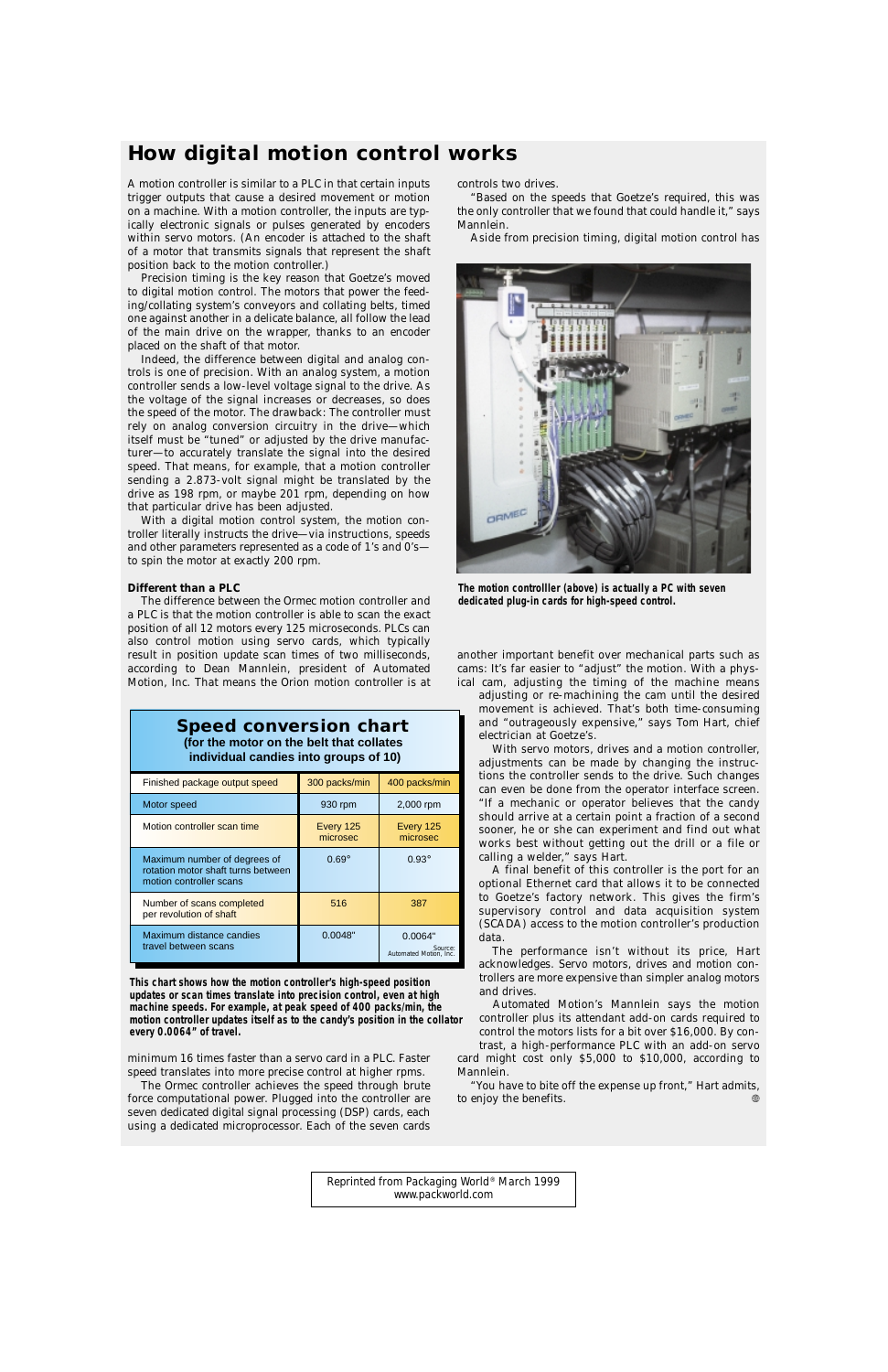# How digital motion control works

A motion controller is similar to a PLC in that certain inputs trigger outputs that cause a desired movement or motion on a machine. With a motion controller, the inputs are typically electronic signals or pulses generated by encoders within servo motors. (An encoder is attached to the shaft of a motor that transmits signals that represent the shaft position back to the motion controller.)

Precision timing is the key reason that Goetze's moved to digital motion control. The motors that power the feeding/collating system's conveyors and collating belts, timed one against another in a delicate balance, all follow the lead of the main drive on the wrapper, thanks to an encoder placed on the shaft of that motor.

Indeed, the difference between digital and analog controls is one of precision. With an analog system, a motion controller sends a low-level voltage signal to the drive. As the voltage of the signal increases or decreases, so does the speed of the motor. The drawback: The controller must rely on analog conversion circuitry in the drive—which itself must be "tuned" or adjusted by the drive manufacturer—to accurately translate the signal into the desired speed. That means, for example, that a motion controller sending a 2.873-volt signal might be translated by the drive as 198 rpm, or maybe 201 rpm, depending on how that particular drive has been adjusted.

With a digital motion control system, the motion controller literally instructs the drive—via instructions, speeds and other parameters represented as a code of 1's and 0's—to spin the motor at exactly 200 rpm.

### Different than a PLC

The difference between the Ormec motion controller and a PLC is that the motion controller is able to scan the exact position of all 12 motors every 125 microseconds. PLCs can also control motion using servo cards, which typically result in position update scan times of two milliseconds, according to Dean Mannlein, president of Automated Motion, Inc. That means the Orion motion controller is at minimum 16 times faster than a servo card in a PLC. Faster speed translates into more precise control at higher rpms.

The Ormec controller achieves the speed through brute force computational power. Plugged into the controller are seven dedicated digital signal processing (DSP) cards, each using a dedicated microprocessor. Each of the seven cards controls two drives.

"Based on the speeds that Goetze's required, this was the only controller that we found that could handle it," says Mannlein.

Aside from precision timing, digital motion control has another important benefit over mechanical parts such as cams: It's far easier to "adjust" the motion. With a physical cam, adjusting the timing of the machine means adjusting or re-machining the cam until the desired movement is achieved. That's both time-consuming and "outrageously expensive," says Tom Hart, chief electrician at Goetze's.

With servo motors, drives and a motion controller, adjustments can be made by changing the instructions the controller sends to the drive. Such changes can even be done from the operator interface screen. "If a mechanic or operator believes that the candy should arrive at a certain point a fraction of a second sooner, he or she can experiment and find out what works best without getting out the drill or a file or calling a welder," says Hart.

A final benefit of this controller is the port for an optional Ethernet card that allows it to be connected to Goetze's factory network. This gives the firm's supervisory control and data acquisition system (SCADA) access to the motion controller's production data.

The performance isn't without its price, Hart acknowledges. Servo motors, drives and motion controllers are more expensive than simpler analog motors and drives.

Automated Motion's Mannlein says the motion controller plus its attendant add-on cards required to control the motors lists for a bit over $16,000. By contrast, a high-performance PLC with an add-on servo card might cost only $5,000 to $10,000, according to Mannlein.

"You have to bite off the expense up front," Hart admits, "to enjoy the benefits.

**The motion controlller (above) is actually a PC with seven dedicated plug-in cards for high-speed control.**

## Speed conversion chart
**(for the motor on the belt that collates individual candies into groups of 10)**

| | | |
|---|---|---|
| Finished package output speed | 300 packs/min | 400 packs/min |
| Motor speed | 930 rpm | 2,000 rpm |
| Motion controller scan time | Every 125 microsec | Every 125 microsec |
| Maximum number of degrees of rotation motor shaft turns between motion controller scans | 0.69° | 0.93° |
| Number of scans completed per revolution of shaft | 516 | 387 |
| Maximum distance candies travel between scans | 0.0048" | 0.0064" |

Source: Automated Motion, Inc.

**This chart shows how the motion controller's high-speed position updates or scan times translate into precision control, even at high machine speeds. For example, at peak speed of 400 packs/min, the motion controller updates itself as to the candy's position in the collator every 0.0064" of travel.**

Reprinted from Packaging World® March 1999
www.packworld.com